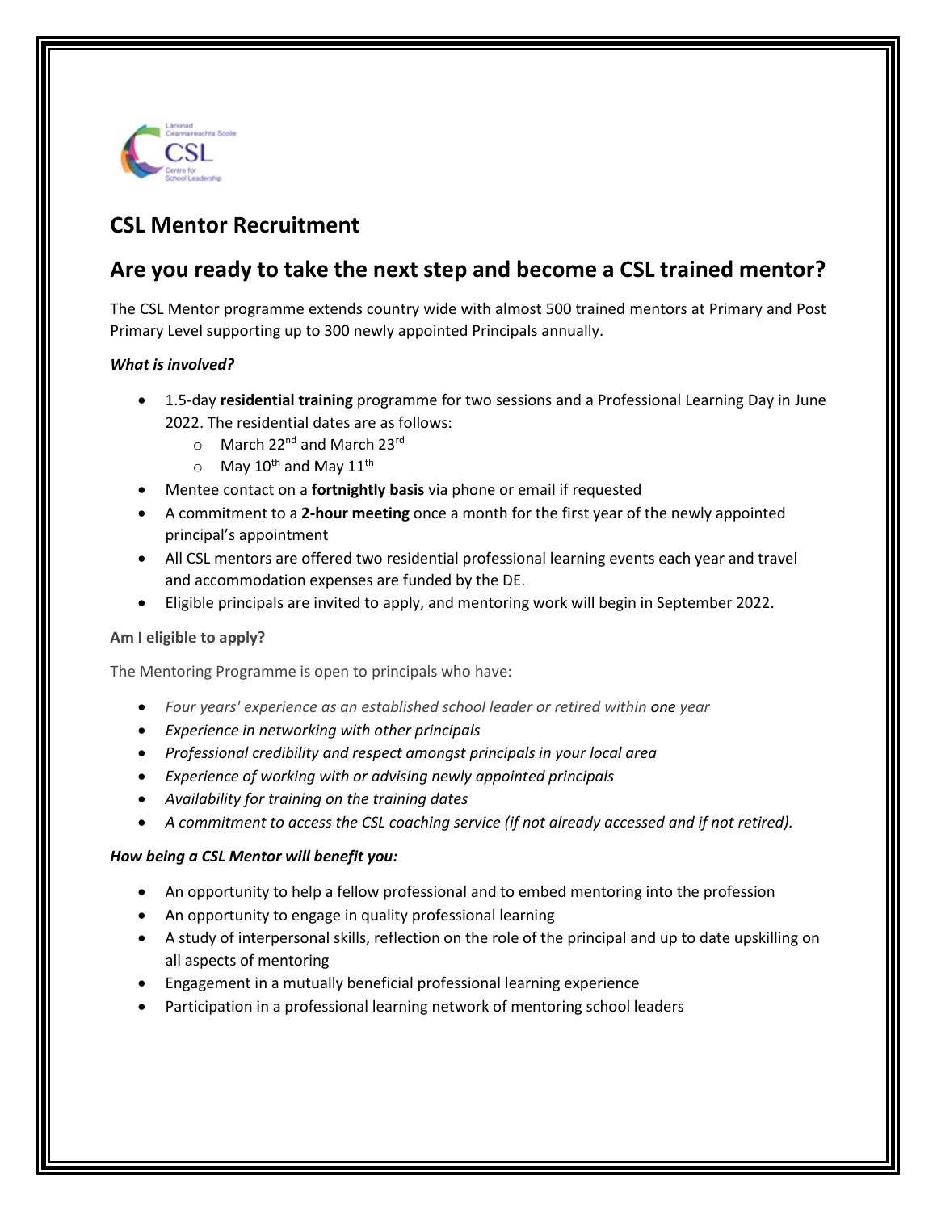## CSL Mentor Recruitment

## Are you ready to take the next step and become a CSL trained mentor?

The CSL Mentor programme extends country wide with almost 500 trained mentors at Primary and Post Primary Level supporting up to 300 newly appointed Principals annually.

***What is involved?***

- 1.5-day **residential training** programme for two sessions and a Professional Learning Day in June 2022. The residential dates are as follows:
  - March 22nd and March 23rd
  - May 10th and May 11th
- Mentee contact on a **fortnightly basis** via phone or email if requested
- A commitment to a **2-hour meeting** once a month for the first year of the newly appointed principal's appointment
- All CSL mentors are offered two residential professional learning events each year and travel and accommodation expenses are funded by the DE.
- Eligible principals are invited to apply, and mentoring work will begin in September 2022.

**Am I eligible to apply?**

The Mentoring Programme is open to principals who have:

- *Four years' experience as an established school leader or retired within **one** year*
- *Experience in networking with other principals*
- *Professional credibility and respect amongst principals in your local area*
- *Experience of working with or advising newly appointed principals*
- *Availability for training on the training dates*
- *A commitment to access the CSL coaching service (if not already accessed and if not retired).*

***How being a CSL Mentor will benefit you:***

- An opportunity to help a fellow professional and to embed mentoring into the profession
- An opportunity to engage in quality professional learning
- A study of interpersonal skills, reflection on the role of the principal and up to date upskilling on all aspects of mentoring
- Engagement in a mutually beneficial professional learning experience
- Participation in a professional learning network of mentoring school leaders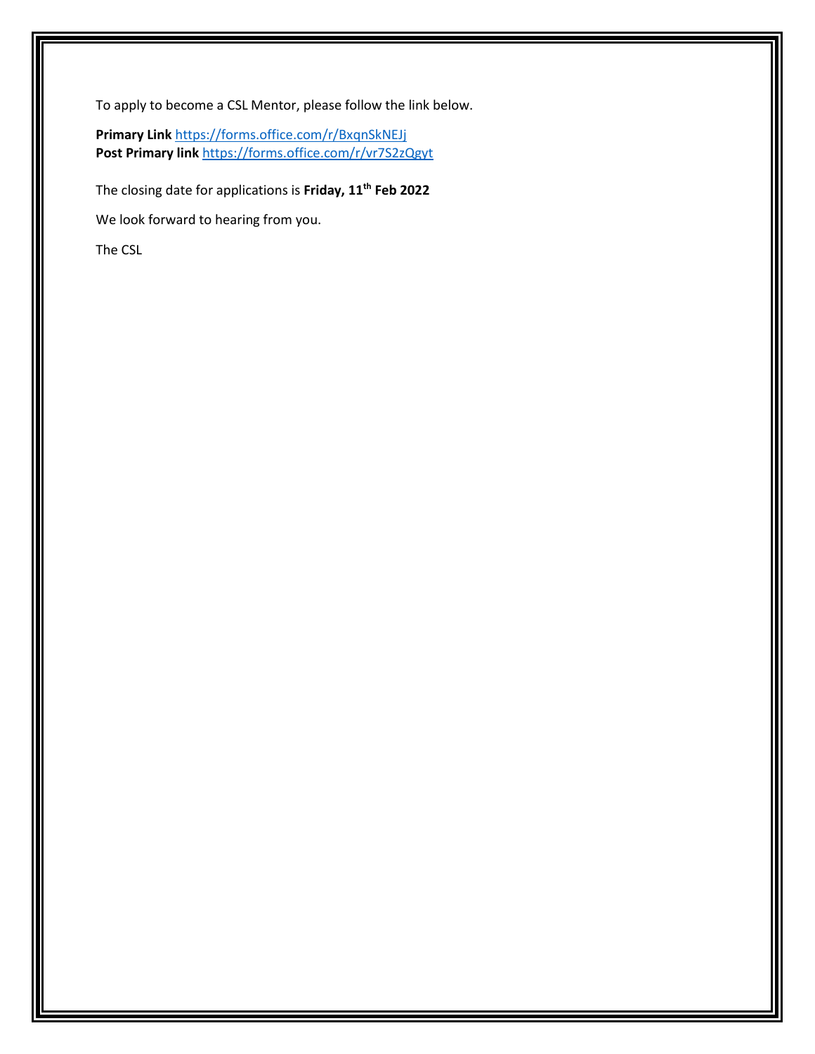To apply to become a CSL Mentor, please follow the link below.

**Primary Link** https://forms.office.com/r/BxqnSkNEJj
**Post Primary link** https://forms.office.com/r/vr7S2zQgyt

The closing date for applications is **Friday, 11th Feb 2022**

We look forward to hearing from you.

The CSL